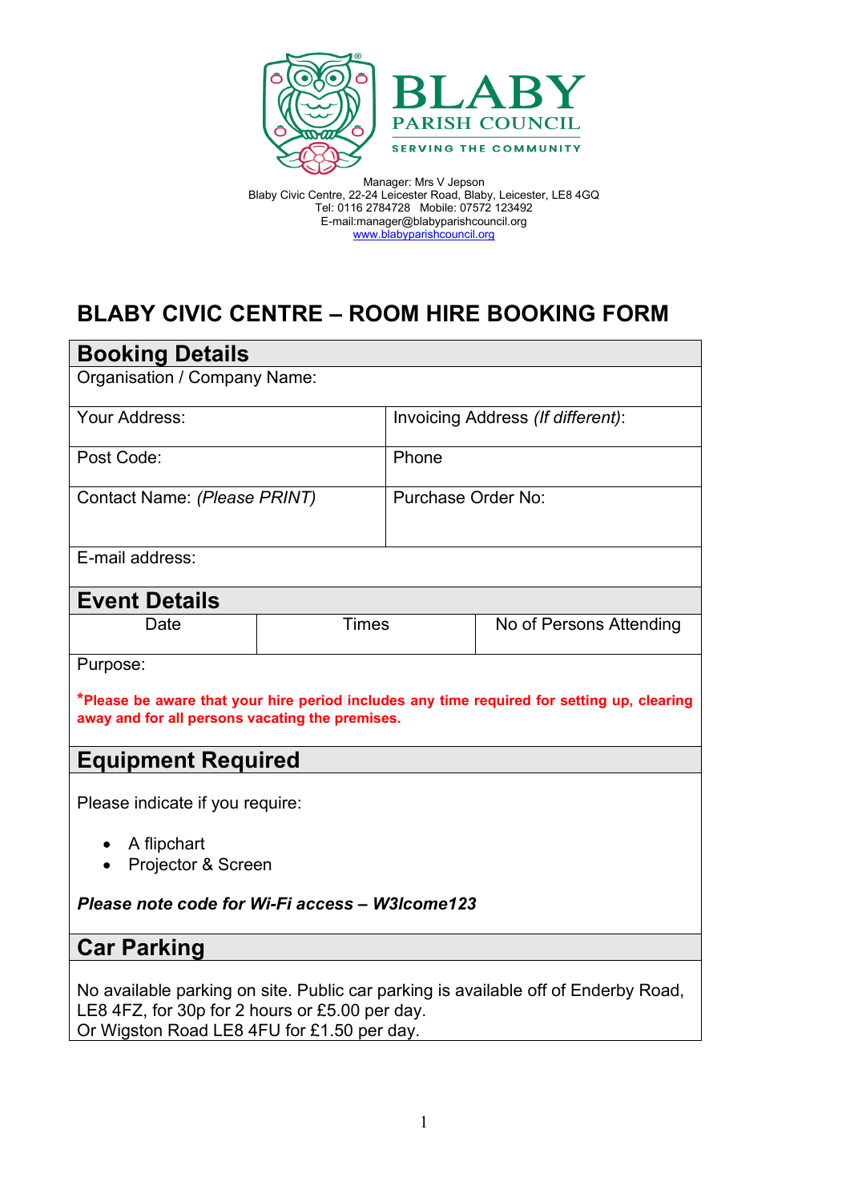BLABY PARISH COUNCIL
SERVING THE COMMUNITY

Manager: Mrs V Jepson
Blaby Civic Centre, 22-24 Leicester Road, Blaby, Leicester, LE8 4GQ
Tel: 0116 2784728 Mobile: 07572 123492
E-mail:manager@blabyparishcouncil.org
www.blabyparishcouncil.org

# BLABY CIVIC CENTRE – ROOM HIRE BOOKING FORM

## Booking Details

| Organisation / Company Name: | |
|---|---|
| Your Address: | Invoicing Address *(If different)*: |
| Post Code: | Phone |
| Contact Name: *(Please PRINT)* | Purchase Order No: |
| E-mail address: | |

## Event Details

| Date | Times | No of Persons Attending |
|---|---|---|
| | | |

Purpose:

***Please be aware that your hire period includes any time required for setting up, clearing away and for all persons vacating the premises.**

## Equipment Required

Please indicate if you require:

- A flipchart
- Projector & Screen

***Please note code for Wi-Fi access – W3lcome123***

## Car Parking

No available parking on site. Public car parking is available off of Enderby Road, LE8 4FZ, for 30p for 2 hours or £5.00 per day.
Or Wigston Road LE8 4FU for £1.50 per day.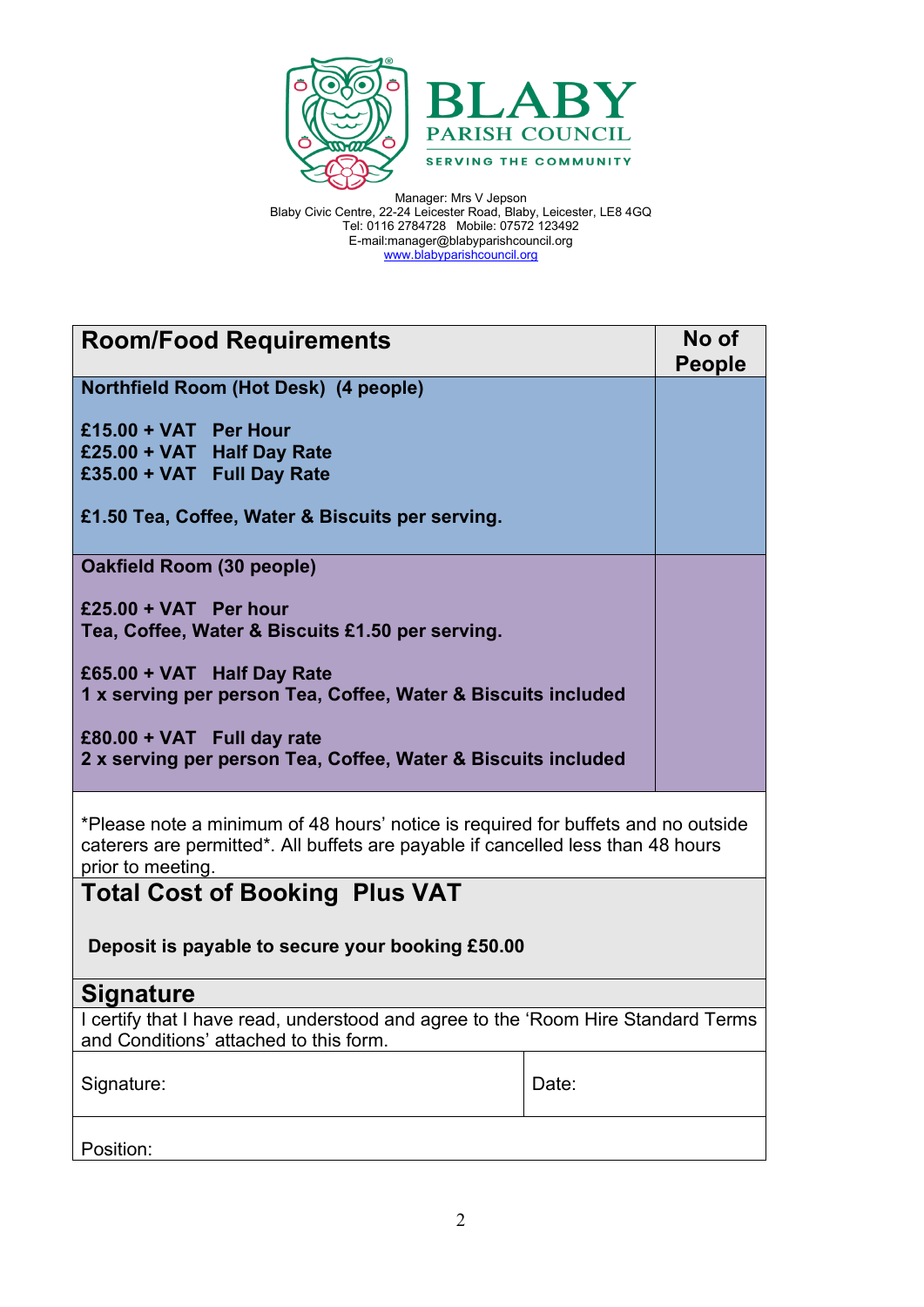**BLABY**
**PARISH COUNCIL**
SERVING THE COMMUNITY

Manager: Mrs V Jepson
Blaby Civic Centre, 22-24 Leicester Road, Blaby, Leicester, LE8 4GQ
Tel: 0116 2784728 Mobile: 07572 123492
E-mail:manager@blabyparishcouncil.org
www.blabyparishcouncil.org

| Room/Food Requirements | No of People |
| --- | --- |
| **Northfield Room (Hot Desk) (4 people)**<br><br>**£15.00 + VAT Per Hour**<br>**£25.00 + VAT Half Day Rate**<br>**£35.00 + VAT Full Day Rate**<br><br>**£1.50 Tea, Coffee, Water & Biscuits per serving.** | |
| **Oakfield Room (30 people)**<br><br>**£25.00 + VAT Per hour**<br>**Tea, Coffee, Water & Biscuits £1.50 per serving.**<br><br>**£65.00 + VAT Half Day Rate**<br>**1 x serving per person Tea, Coffee, Water & Biscuits included**<br><br>**£80.00 + VAT Full day rate**<br>**2 x serving per person Tea, Coffee, Water & Biscuits included** | |

*Please note a minimum of 48 hours' notice is required for buffets and no outside caterers are permitted*. All buffets are payable if cancelled less than 48 hours prior to meeting.

## Total Cost of Booking Plus VAT

**Deposit is payable to secure your booking £50.00**

## Signature

I certify that I have read, understood and agree to the 'Room Hire Standard Terms and Conditions' attached to this form.

| Signature: | Date: |
| --- | --- |
| Position: | |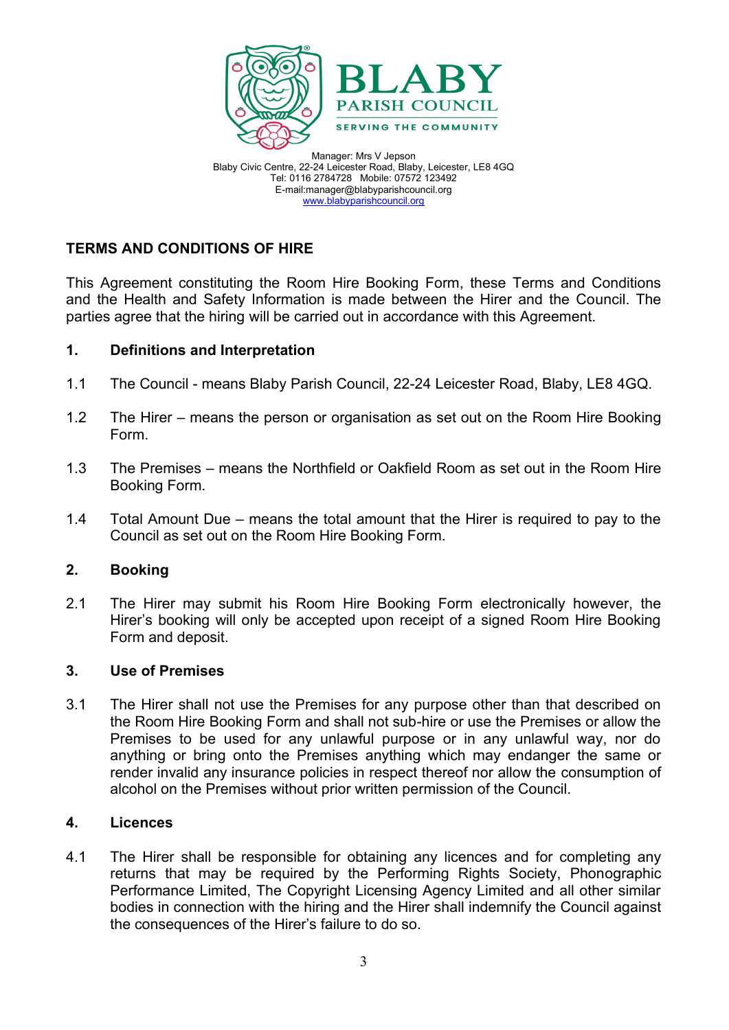Manager: Mrs V Jepson
Blaby Civic Centre, 22-24 Leicester Road, Blaby, Leicester, LE8 4GQ
Tel: 0116 2784728 Mobile: 07572 123492
E-mail:manager@blabyparishcouncil.org
www.blabyparishcouncil.org

## TERMS AND CONDITIONS OF HIRE

This Agreement constituting the Room Hire Booking Form, these Terms and Conditions and the Health and Safety Information is made between the Hirer and the Council. The parties agree that the hiring will be carried out in accordance with this Agreement.

### 1. Definitions and Interpretation

1.1 The Council - means Blaby Parish Council, 22-24 Leicester Road, Blaby, LE8 4GQ.

1.2 The Hirer – means the person or organisation as set out on the Room Hire Booking Form.

1.3 The Premises – means the Northfield or Oakfield Room as set out in the Room Hire Booking Form.

1.4 Total Amount Due – means the total amount that the Hirer is required to pay to the Council as set out on the Room Hire Booking Form.

### 2. Booking

2.1 The Hirer may submit his Room Hire Booking Form electronically however, the Hirer's booking will only be accepted upon receipt of a signed Room Hire Booking Form and deposit.

### 3. Use of Premises

3.1 The Hirer shall not use the Premises for any purpose other than that described on the Room Hire Booking Form and shall not sub-hire or use the Premises or allow the Premises to be used for any unlawful purpose or in any unlawful way, nor do anything or bring onto the Premises anything which may endanger the same or render invalid any insurance policies in respect thereof nor allow the consumption of alcohol on the Premises without prior written permission of the Council.

### 4. Licences

4.1 The Hirer shall be responsible for obtaining any licences and for completing any returns that may be required by the Performing Rights Society, Phonographic Performance Limited, The Copyright Licensing Agency Limited and all other similar bodies in connection with the hiring and the Hirer shall indemnify the Council against the consequences of the Hirer's failure to do so.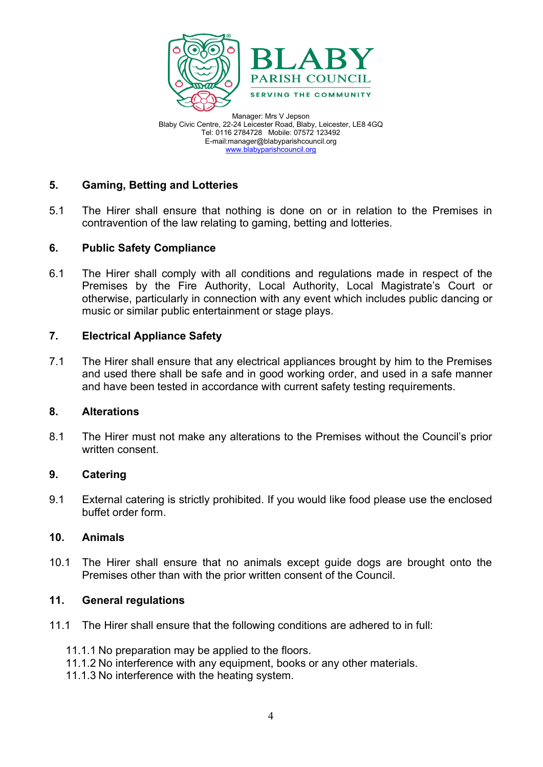## 5. Gaming, Betting and Lotteries

5.1 The Hirer shall ensure that nothing is done on or in relation to the Premises in contravention of the law relating to gaming, betting and lotteries.

## 6. Public Safety Compliance

6.1 The Hirer shall comply with all conditions and regulations made in respect of the Premises by the Fire Authority, Local Authority, Local Magistrate's Court or otherwise, particularly in connection with any event which includes public dancing or music or similar public entertainment or stage plays.

## 7. Electrical Appliance Safety

7.1 The Hirer shall ensure that any electrical appliances brought by him to the Premises and used there shall be safe and in good working order, and used in a safe manner and have been tested in accordance with current safety testing requirements.

## 8. Alterations

8.1 The Hirer must not make any alterations to the Premises without the Council's prior written consent.

## 9. Catering

9.1 External catering is strictly prohibited. If you would like food please use the enclosed buffet order form.

## 10. Animals

10.1 The Hirer shall ensure that no animals except guide dogs are brought onto the Premises other than with the prior written consent of the Council.

## 11. General regulations

11.1 The Hirer shall ensure that the following conditions are adhered to in full:

- 11.1.1 No preparation may be applied to the floors.
- 11.1.2 No interference with any equipment, books or any other materials.
- 11.1.3 No interference with the heating system.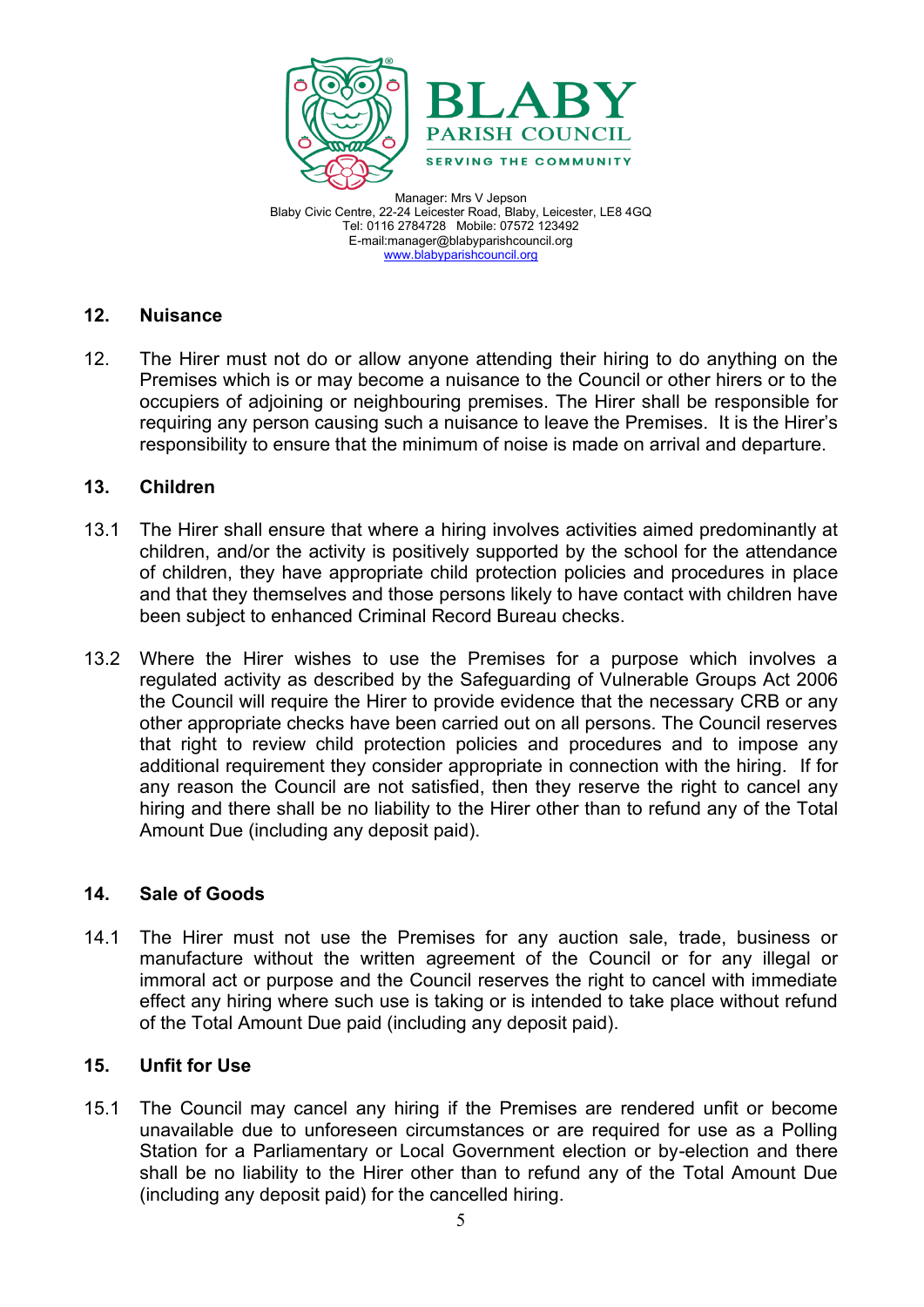## 12. Nuisance

12. The Hirer must not do or allow anyone attending their hiring to do anything on the Premises which is or may become a nuisance to the Council or other hirers or to the occupiers of adjoining or neighbouring premises. The Hirer shall be responsible for requiring any person causing such a nuisance to leave the Premises. It is the Hirer's responsibility to ensure that the minimum of noise is made on arrival and departure.

## 13. Children

13.1 The Hirer shall ensure that where a hiring involves activities aimed predominantly at children, and/or the activity is positively supported by the school for the attendance of children, they have appropriate child protection policies and procedures in place and that they themselves and those persons likely to have contact with children have been subject to enhanced Criminal Record Bureau checks.

13.2 Where the Hirer wishes to use the Premises for a purpose which involves a regulated activity as described by the Safeguarding of Vulnerable Groups Act 2006 the Council will require the Hirer to provide evidence that the necessary CRB or any other appropriate checks have been carried out on all persons. The Council reserves that right to review child protection policies and procedures and to impose any additional requirement they consider appropriate in connection with the hiring. If for any reason the Council are not satisfied, then they reserve the right to cancel any hiring and there shall be no liability to the Hirer other than to refund any of the Total Amount Due (including any deposit paid).

## 14. Sale of Goods

14.1 The Hirer must not use the Premises for any auction sale, trade, business or manufacture without the written agreement of the Council or for any illegal or immoral act or purpose and the Council reserves the right to cancel with immediate effect any hiring where such use is taking or is intended to take place without refund of the Total Amount Due paid (including any deposit paid).

## 15. Unfit for Use

15.1 The Council may cancel any hiring if the Premises are rendered unfit or become unavailable due to unforeseen circumstances or are required for use as a Polling Station for a Parliamentary or Local Government election or by-election and there shall be no liability to the Hirer other than to refund any of the Total Amount Due (including any deposit paid) for the cancelled hiring.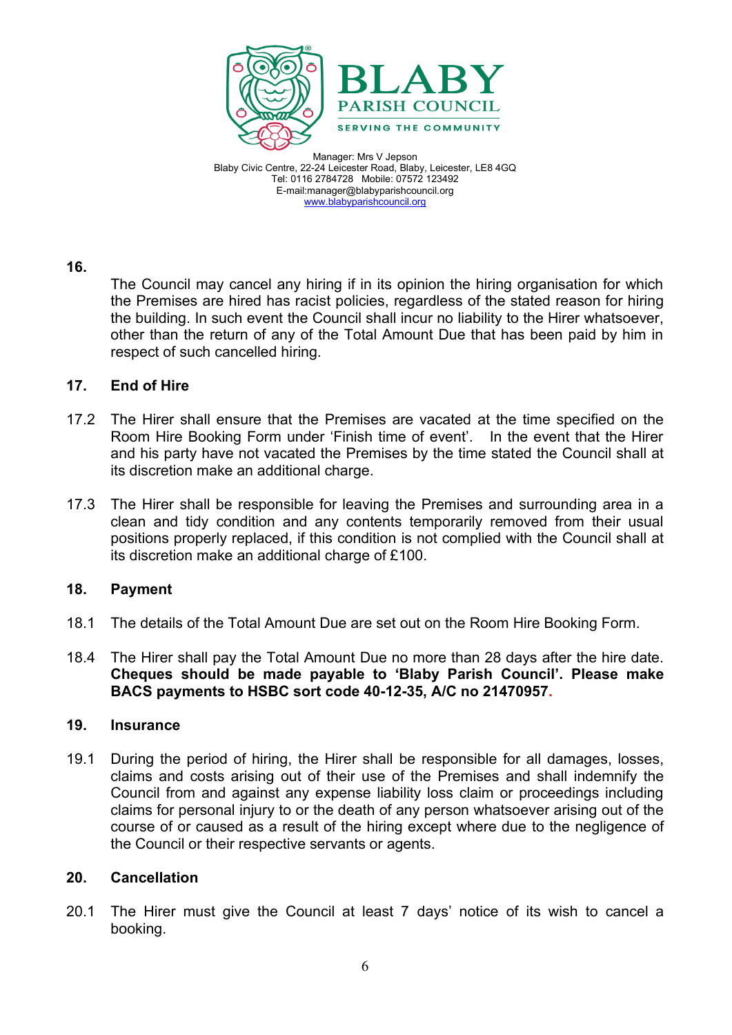**16.**

The Council may cancel any hiring if in its opinion the hiring organisation for which the Premises are hired has racist policies, regardless of the stated reason for hiring the building. In such event the Council shall incur no liability to the Hirer whatsoever, other than the return of any of the Total Amount Due that has been paid by him in respect of such cancelled hiring.

## 17. End of Hire

17.2 The Hirer shall ensure that the Premises are vacated at the time specified on the Room Hire Booking Form under 'Finish time of event'. In the event that the Hirer and his party have not vacated the Premises by the time stated the Council shall at its discretion make an additional charge.

17.3 The Hirer shall be responsible for leaving the Premises and surrounding area in a clean and tidy condition and any contents temporarily removed from their usual positions properly replaced, if this condition is not complied with the Council shall at its discretion make an additional charge of £100.

## 18. Payment

18.1 The details of the Total Amount Due are set out on the Room Hire Booking Form.

18.4 The Hirer shall pay the Total Amount Due no more than 28 days after the hire date. **Cheques should be made payable to 'Blaby Parish Council'. Please make BACS payments to HSBC sort code 40-12-35, A/C no 21470957.**

## 19. Insurance

19.1 During the period of hiring, the Hirer shall be responsible for all damages, losses, claims and costs arising out of their use of the Premises and shall indemnify the Council from and against any expense liability loss claim or proceedings including claims for personal injury to or the death of any person whatsoever arising out of the course of or caused as a result of the hiring except where due to the negligence of the Council or their respective servants or agents.

## 20. Cancellation

20.1 The Hirer must give the Council at least 7 days' notice of its wish to cancel a booking.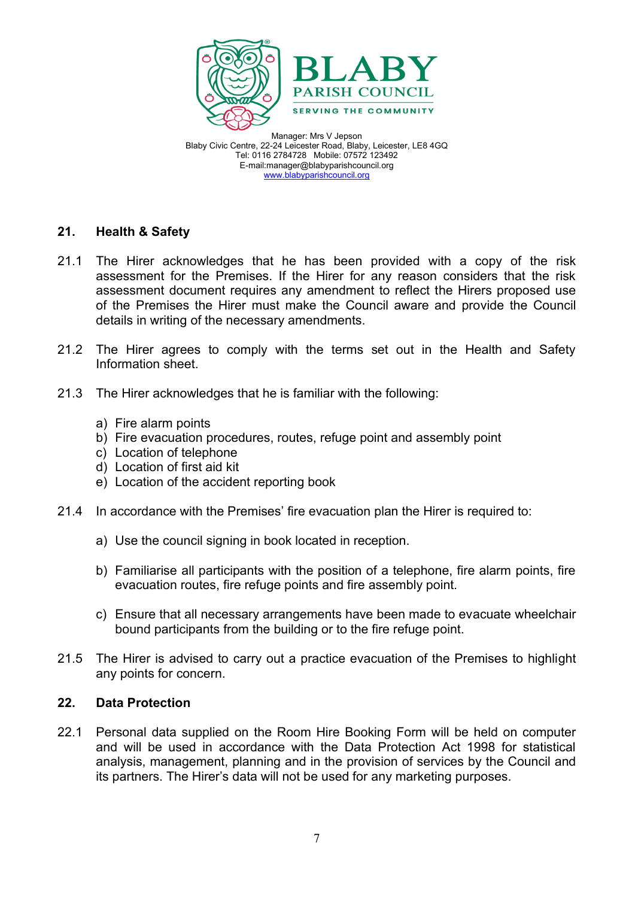Manager: Mrs V Jepson
Blaby Civic Centre, 22-24 Leicester Road, Blaby, Leicester, LE8 4GQ
Tel: 0116 2784728 Mobile: 07572 123492
E-mail:manager@blabyparishcouncil.org
www.blabyparishcouncil.org

## 21. Health & Safety

21.1 The Hirer acknowledges that he has been provided with a copy of the risk assessment for the Premises. If the Hirer for any reason considers that the risk assessment document requires any amendment to reflect the Hirers proposed use of the Premises the Hirer must make the Council aware and provide the Council details in writing of the necessary amendments.

21.2 The Hirer agrees to comply with the terms set out in the Health and Safety Information sheet.

21.3 The Hirer acknowledges that he is familiar with the following:

a) Fire alarm points
b) Fire evacuation procedures, routes, refuge point and assembly point
c) Location of telephone
d) Location of first aid kit
e) Location of the accident reporting book

21.4 In accordance with the Premises' fire evacuation plan the Hirer is required to:

a) Use the council signing in book located in reception.

b) Familiarise all participants with the position of a telephone, fire alarm points, fire evacuation routes, fire refuge points and fire assembly point.

c) Ensure that all necessary arrangements have been made to evacuate wheelchair bound participants from the building or to the fire refuge point.

21.5 The Hirer is advised to carry out a practice evacuation of the Premises to highlight any points for concern.

## 22. Data Protection

22.1 Personal data supplied on the Room Hire Booking Form will be held on computer and will be used in accordance with the Data Protection Act 1998 for statistical analysis, management, planning and in the provision of services by the Council and its partners. The Hirer's data will not be used for any marketing purposes.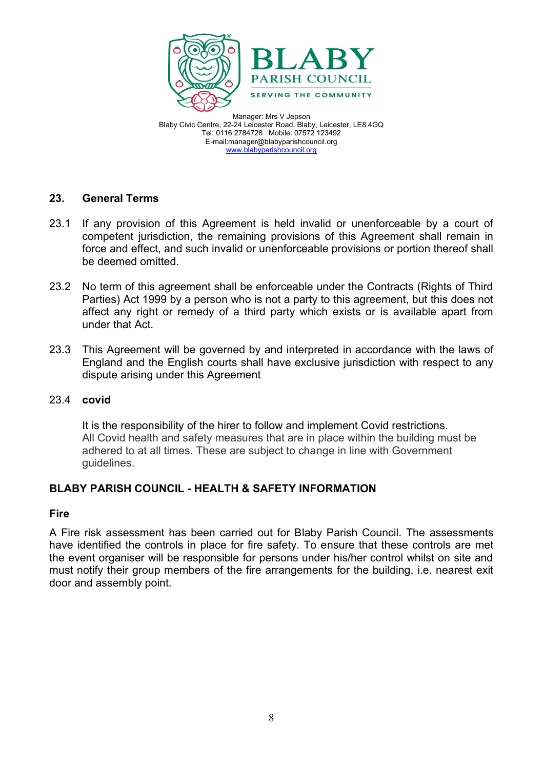Manager: Mrs V Jepson
Blaby Civic Centre, 22-24 Leicester Road, Blaby, Leicester, LE8 4GQ
Tel: 0116 2784728 Mobile: 07572 123492
E-mail:manager@blabyparishcouncil.org
www.blabyparishcouncil.org

## 23. General Terms

23.1 If any provision of this Agreement is held invalid or unenforceable by a court of competent jurisdiction, the remaining provisions of this Agreement shall remain in force and effect, and such invalid or unenforceable provisions or portion thereof shall be deemed omitted.

23.2 No term of this agreement shall be enforceable under the Contracts (Rights of Third Parties) Act 1999 by a person who is not a party to this agreement, but this does not affect any right or remedy of a third party which exists or is available apart from under that Act.

23.3 This Agreement will be governed by and interpreted in accordance with the laws of England and the English courts shall have exclusive jurisdiction with respect to any dispute arising under this Agreement

23.4 **covid**

It is the responsibility of the hirer to follow and implement Covid restrictions. All Covid health and safety measures that are in place within the building must be adhered to at all times. These are subject to change in line with Government guidelines.

## BLABY PARISH COUNCIL - HEALTH & SAFETY INFORMATION

### Fire

A Fire risk assessment has been carried out for Blaby Parish Council. The assessments have identified the controls in place for fire safety. To ensure that these controls are met the event organiser will be responsible for persons under his/her control whilst on site and must notify their group members of the fire arrangements for the building, i.e. nearest exit door and assembly point.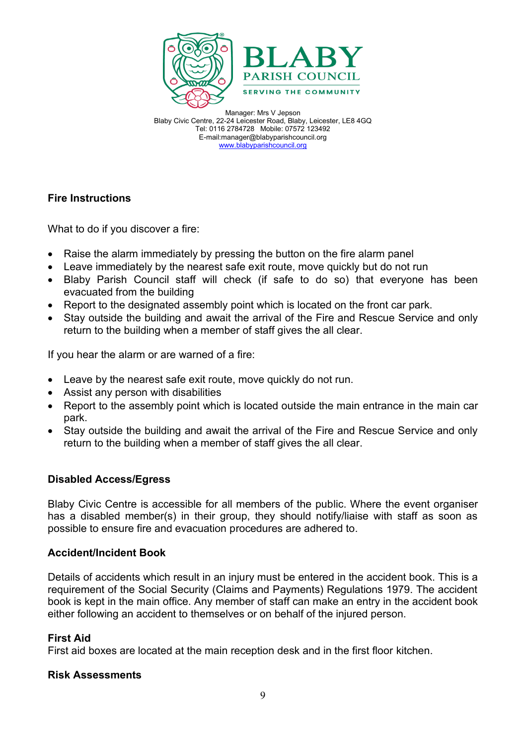Manager: Mrs V Jepson
Blaby Civic Centre, 22-24 Leicester Road, Blaby, Leicester, LE8 4GQ
Tel: 0116 2784728 Mobile: 07572 123492
E-mail:manager@blabyparishcouncil.org
www.blabyparishcouncil.org

**Fire Instructions**

What to do if you discover a fire:

- Raise the alarm immediately by pressing the button on the fire alarm panel
- Leave immediately by the nearest safe exit route, move quickly but do not run
- Blaby Parish Council staff will check (if safe to do so) that everyone has been evacuated from the building
- Report to the designated assembly point which is located on the front car park.
- Stay outside the building and await the arrival of the Fire and Rescue Service and only return to the building when a member of staff gives the all clear.

If you hear the alarm or are warned of a fire:

- Leave by the nearest safe exit route, move quickly do not run.
- Assist any person with disabilities
- Report to the assembly point which is located outside the main entrance in the main car park.
- Stay outside the building and await the arrival of the Fire and Rescue Service and only return to the building when a member of staff gives the all clear.

**Disabled Access/Egress**

Blaby Civic Centre is accessible for all members of the public. Where the event organiser has a disabled member(s) in their group, they should notify/liaise with staff as soon as possible to ensure fire and evacuation procedures are adhered to.

**Accident/Incident Book**

Details of accidents which result in an injury must be entered in the accident book. This is a requirement of the Social Security (Claims and Payments) Regulations 1979. The accident book is kept in the main office. Any member of staff can make an entry in the accident book either following an accident to themselves or on behalf of the injured person.

**First Aid**
First aid boxes are located at the main reception desk and in the first floor kitchen.

**Risk Assessments**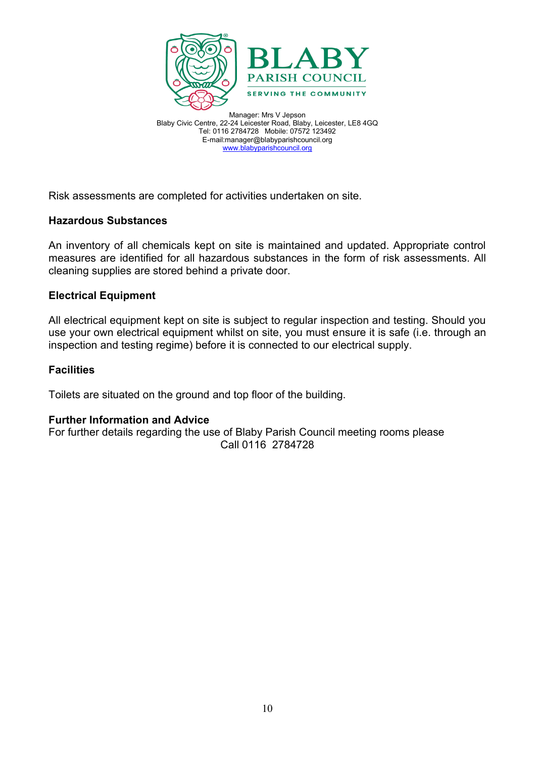BLABY
PARISH COUNCIL
SERVING THE COMMUNITY

Manager: Mrs V Jepson
Blaby Civic Centre, 22-24 Leicester Road, Blaby, Leicester, LE8 4GQ
Tel: 0116 2784728 Mobile: 07572 123492
E-mail:manager@blabyparishcouncil.org
www.blabyparishcouncil.org

Risk assessments are completed for activities undertaken on site.

**Hazardous Substances**

An inventory of all chemicals kept on site is maintained and updated. Appropriate control measures are identified for all hazardous substances in the form of risk assessments. All cleaning supplies are stored behind a private door.

**Electrical Equipment**

All electrical equipment kept on site is subject to regular inspection and testing. Should you use your own electrical equipment whilst on site, you must ensure it is safe (i.e. through an inspection and testing regime) before it is connected to our electrical supply.

**Facilities**

Toilets are situated on the ground and top floor of the building.

**Further Information and Advice**

For further details regarding the use of Blaby Parish Council meeting rooms please Call 0116 2784728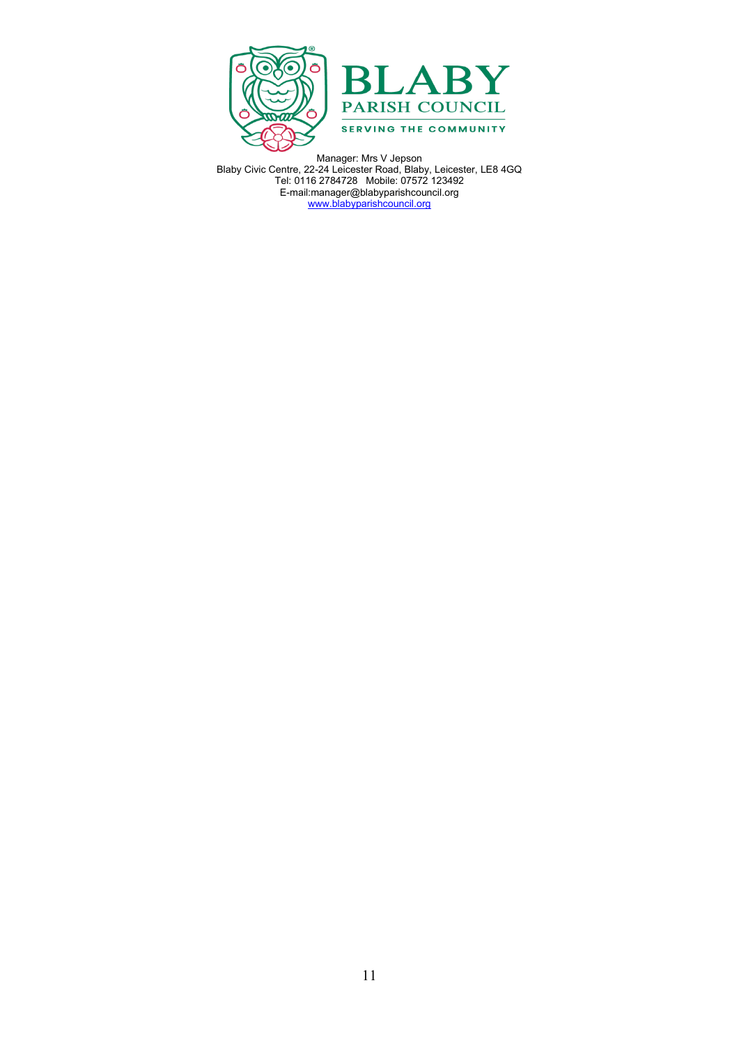BLABY
PARISH COUNCIL
SERVING THE COMMUNITY

Manager: Mrs V Jepson
Blaby Civic Centre, 22-24 Leicester Road, Blaby, Leicester, LE8 4GQ
Tel: 0116 2784728   Mobile: 07572 123492
E-mail:manager@blabyparishcouncil.org
www.blabyparishcouncil.org